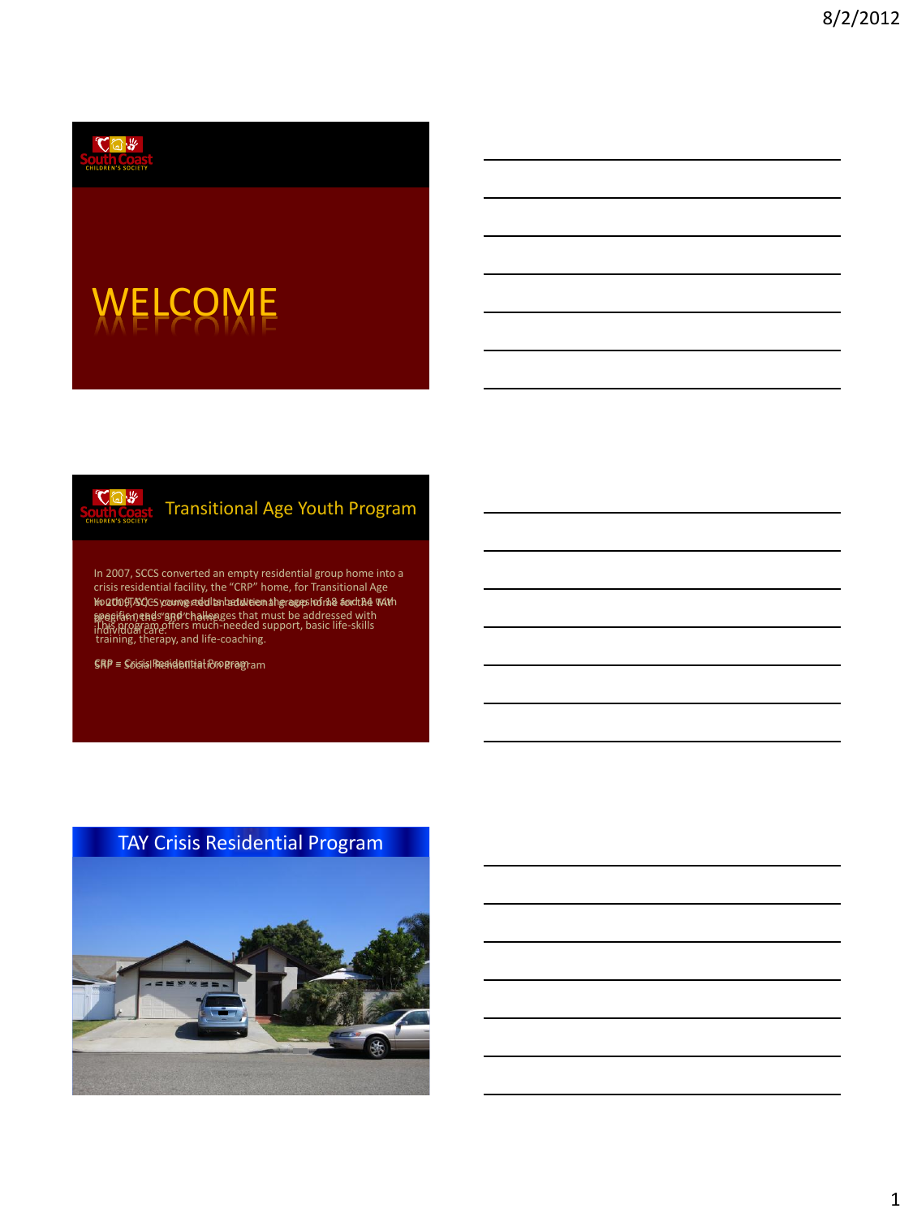# WELCOME

## Transitional Age Youth Program

In 2007, SCCS converted an empty residential group home into a crisis residential facility, the "CRP" home, for Transitional Age Youth (TAY): young adults between the ages of 18 and 24 with specific needs and challenges that must be addressed with individual care.

In 2009, SCCS converted an additional group home for the TAY program, the "SRP" home.

This program offers much-needed support, basic life-skills training, therapy, and life-coaching.

CRP = Crisis Residential Program

SRP = Social Rehabilitation Program

## TAY Crisis Residential Program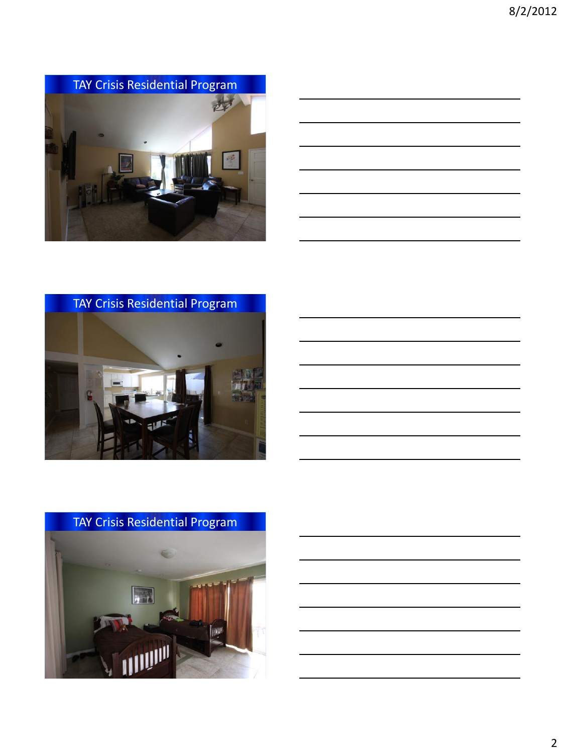## TAY Crisis Residential Program

## TAY Crisis Residential Program

## TAY Crisis Residential Program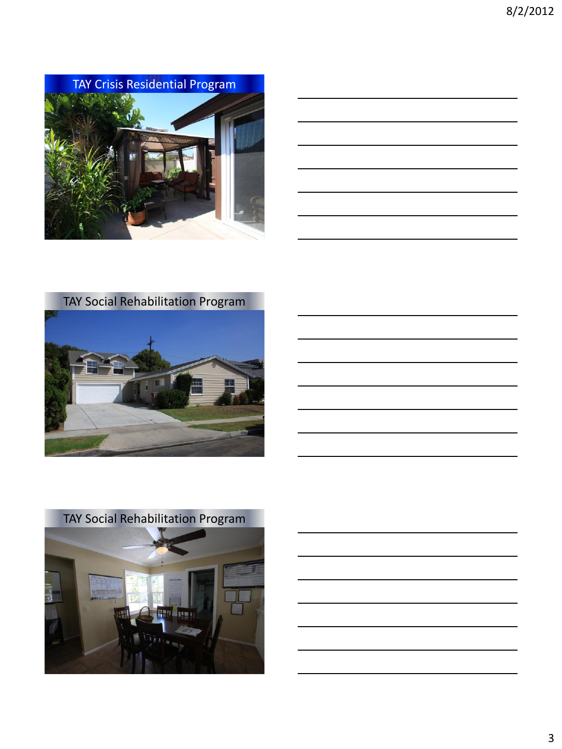## TAY Crisis Residential Program

## TAY Social Rehabilitation Program

## TAY Social Rehabilitation Program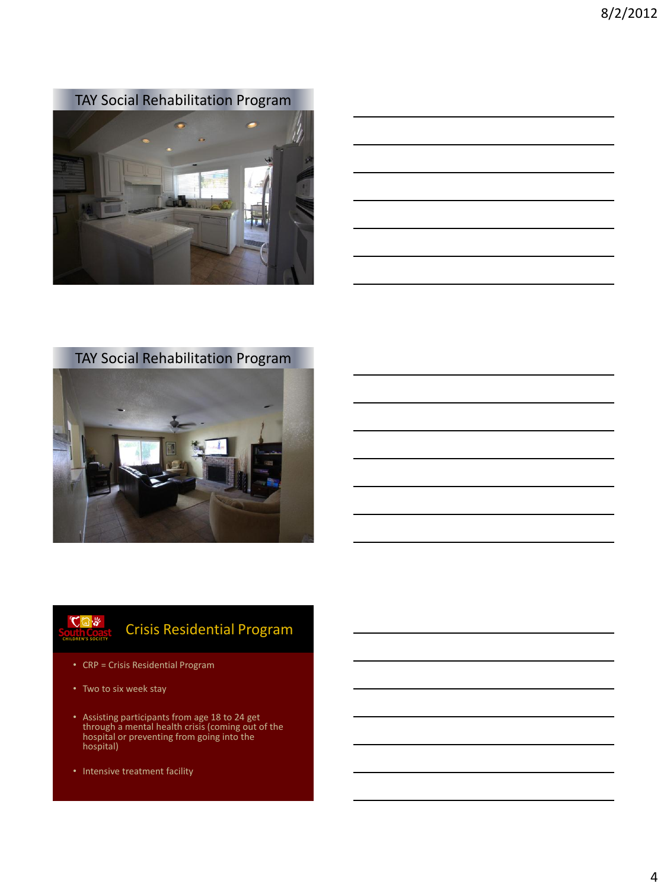## TAY Social Rehabilitation Program

## TAY Social Rehabilitation Program

## Crisis Residential Program

South Coast CHILDREN'S SOCIETY

- CRP = Crisis Residential Program
- Two to six week stay
- Assisting participants from age 18 to 24 get through a mental health crisis (coming out of the hospital or preventing from going into the hospital)
- Intensive treatment facility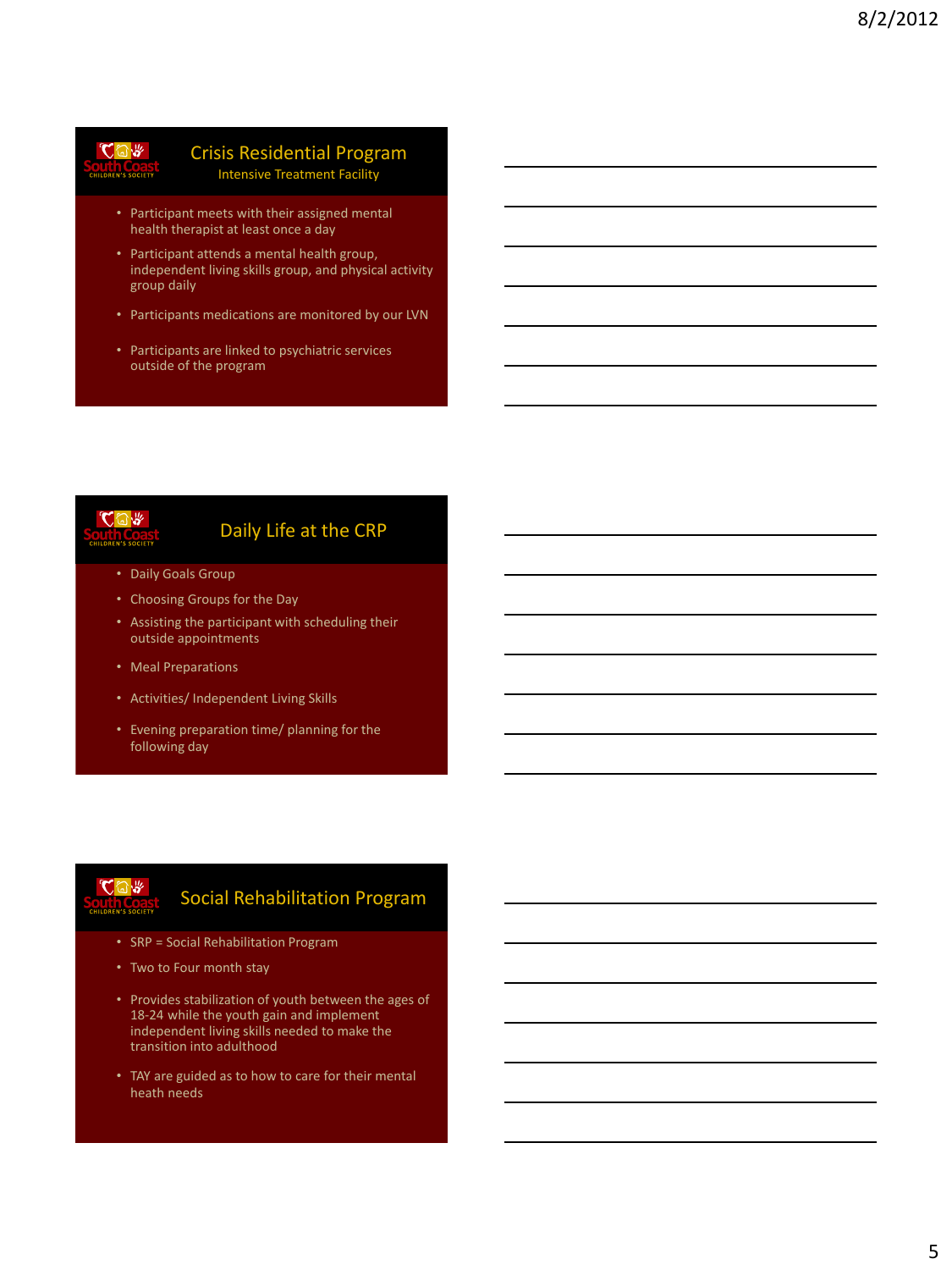## Crisis Residential Program

### Intensive Treatment Facility

- Participant meets with their assigned mental health therapist at least once a day
- Participant attends a mental health group, independent living skills group, and physical activity group daily
- Participants medications are monitored by our LVN
- Participants are linked to psychiatric services outside of the program

## Daily Life at the CRP

- Daily Goals Group
- Choosing Groups for the Day
- Assisting the participant with scheduling their outside appointments
- Meal Preparations
- Activities/ Independent Living Skills
- Evening preparation time/ planning for the following day

## Social Rehabilitation Program

- SRP = Social Rehabilitation Program
- Two to Four month stay
- Provides stabilization of youth between the ages of 18-24 while the youth gain and implement independent living skills needed to make the transition into adulthood
- TAY are guided as to how to care for their mental heath needs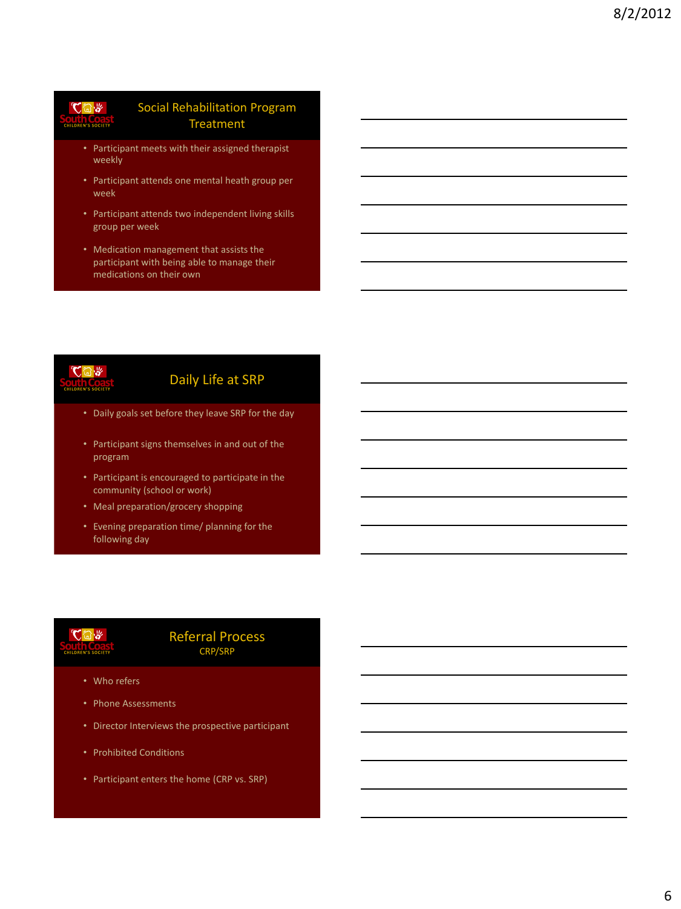## Social Rehabilitation Program Treatment

- Participant meets with their assigned therapist weekly
- Participant attends one mental heath group per week
- Participant attends two independent living skills group per week
- Medication management that assists the participant with being able to manage their medications on their own

## Daily Life at SRP

- Daily goals set before they leave SRP for the day
- Participant signs themselves in and out of the program
- Participant is encouraged to participate in the community (school or work)
- Meal preparation/grocery shopping
- Evening preparation time/ planning for the following day

## Referral Process

CRP/SRP

- Who refers
- Phone Assessments
- Director Interviews the prospective participant
- Prohibited Conditions
- Participant enters the home (CRP vs. SRP)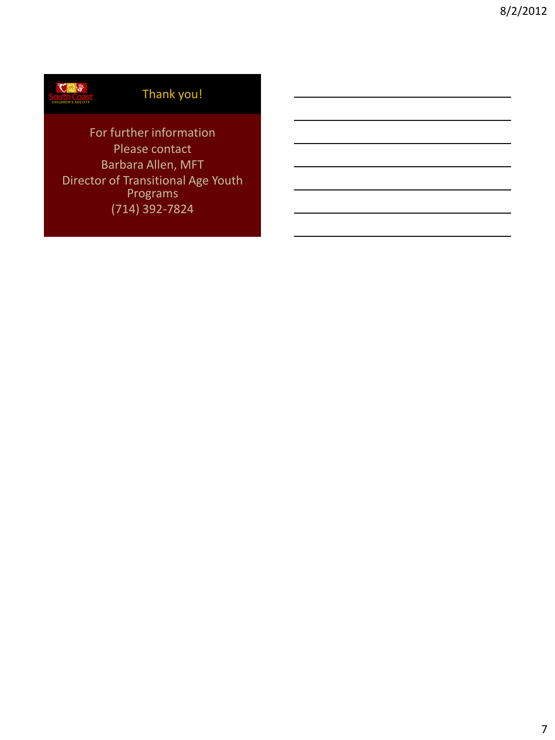## Thank you!

For further information
Please contact
Barbara Allen, MFT
Director of Transitional Age Youth Programs
(714) 392-7824